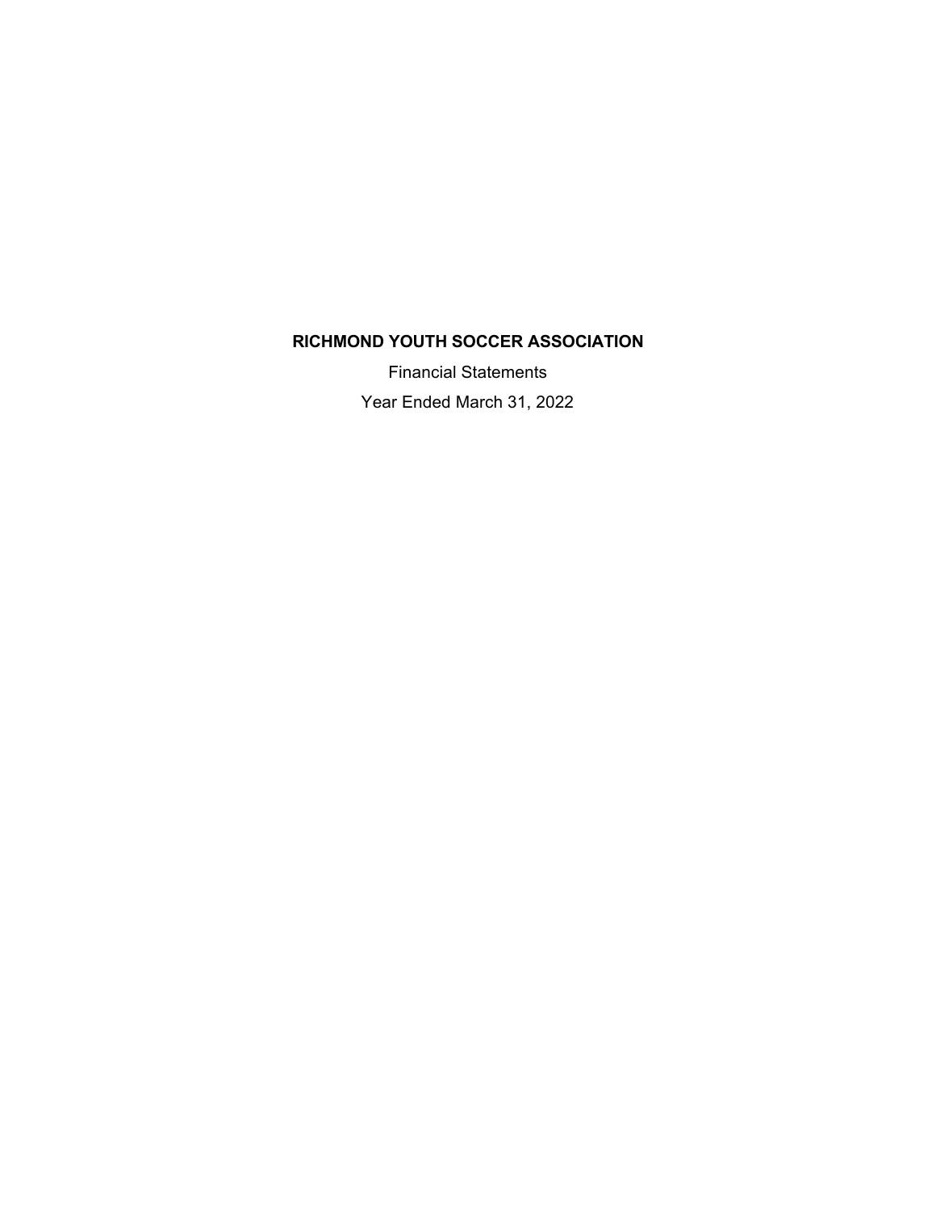# RICHMOND YOUTH SOCCER ASSOCIATION

Financial Statements

Year Ended March 31, 2022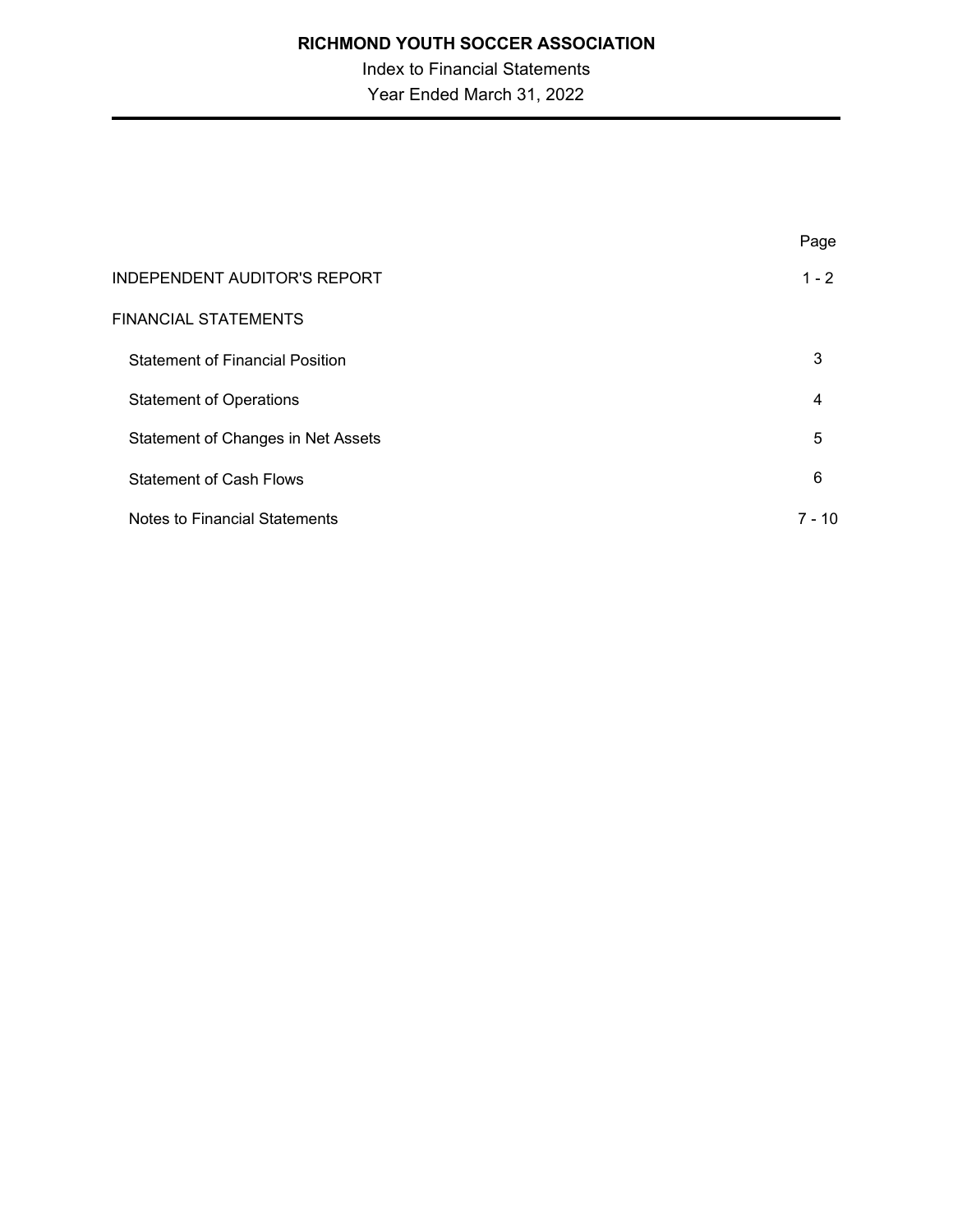# RICHMOND YOUTH SOCCER ASSOCIATION

Index to Financial Statements

Year Ended March 31, 2022

| | Page |
|---|---|
| INDEPENDENT AUDITOR'S REPORT | 1 - 2 |
| FINANCIAL STATEMENTS | |
| Statement of Financial Position | 3 |
| Statement of Operations | 4 |
| Statement of Changes in Net Assets | 5 |
| Statement of Cash Flows | 6 |
| Notes to Financial Statements | 7 - 10 |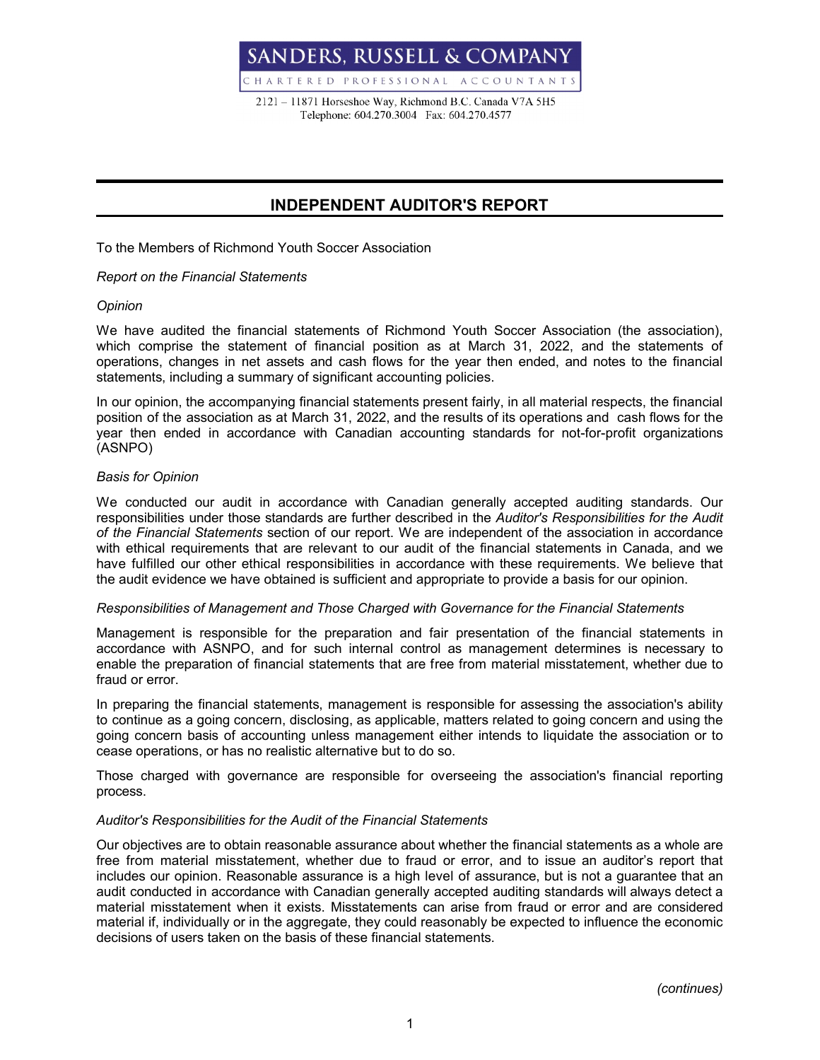SANDERS, RUSSELL & COMPANY

CHARTERED PROFESSIONAL ACCOUNTANTS

2121 – 11871 Horseshoe Way, Richmond B.C. Canada V7A 5H5
Telephone: 604.270.3004 Fax: 604.270.4577

# INDEPENDENT AUDITOR'S REPORT

To the Members of Richmond Youth Soccer Association

*Report on the Financial Statements*

*Opinion*

We have audited the financial statements of Richmond Youth Soccer Association (the association), which comprise the statement of financial position as at March 31, 2022, and the statements of operations, changes in net assets and cash flows for the year then ended, and notes to the financial statements, including a summary of significant accounting policies.

In our opinion, the accompanying financial statements present fairly, in all material respects, the financial position of the association as at March 31, 2022, and the results of its operations and cash flows for the year then ended in accordance with Canadian accounting standards for not-for-profit organizations (ASNPO)

*Basis for Opinion*

We conducted our audit in accordance with Canadian generally accepted auditing standards. Our responsibilities under those standards are further described in the *Auditor's Responsibilities for the Audit of the Financial Statements* section of our report. We are independent of the association in accordance with ethical requirements that are relevant to our audit of the financial statements in Canada, and we have fulfilled our other ethical responsibilities in accordance with these requirements. We believe that the audit evidence we have obtained is sufficient and appropriate to provide a basis for our opinion.

*Responsibilities of Management and Those Charged with Governance for the Financial Statements*

Management is responsible for the preparation and fair presentation of the financial statements in accordance with ASNPO, and for such internal control as management determines is necessary to enable the preparation of financial statements that are free from material misstatement, whether due to fraud or error.

In preparing the financial statements, management is responsible for assessing the association's ability to continue as a going concern, disclosing, as applicable, matters related to going concern and using the going concern basis of accounting unless management either intends to liquidate the association or to cease operations, or has no realistic alternative but to do so.

Those charged with governance are responsible for overseeing the association's financial reporting process.

*Auditor's Responsibilities for the Audit of the Financial Statements*

Our objectives are to obtain reasonable assurance about whether the financial statements as a whole are free from material misstatement, whether due to fraud or error, and to issue an auditor's report that includes our opinion. Reasonable assurance is a high level of assurance, but is not a guarantee that an audit conducted in accordance with Canadian generally accepted auditing standards will always detect a material misstatement when it exists. Misstatements can arise from fraud or error and are considered material if, individually or in the aggregate, they could reasonably be expected to influence the economic decisions of users taken on the basis of these financial statements.

*(continues)*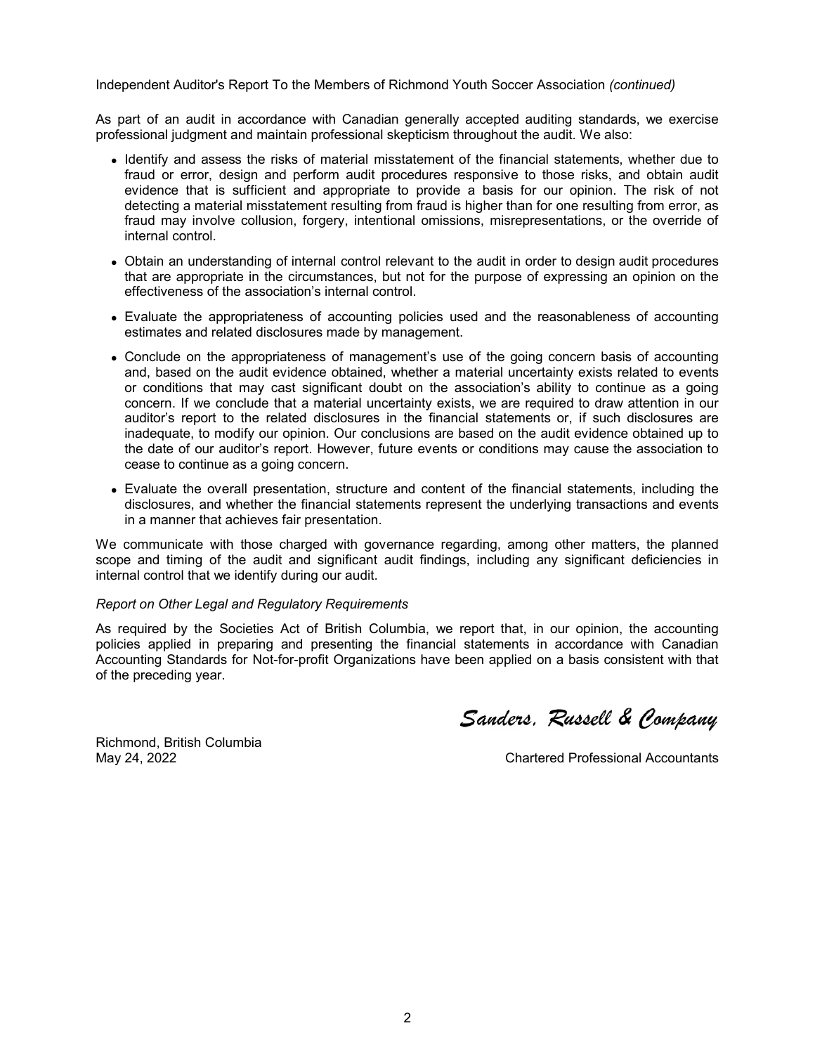Independent Auditor's Report To the Members of Richmond Youth Soccer Association *(continued)*

As part of an audit in accordance with Canadian generally accepted auditing standards, we exercise professional judgment and maintain professional skepticism throughout the audit. We also:

- Identify and assess the risks of material misstatement of the financial statements, whether due to fraud or error, design and perform audit procedures responsive to those risks, and obtain audit evidence that is sufficient and appropriate to provide a basis for our opinion. The risk of not detecting a material misstatement resulting from fraud is higher than for one resulting from error, as fraud may involve collusion, forgery, intentional omissions, misrepresentations, or the override of internal control.

- Obtain an understanding of internal control relevant to the audit in order to design audit procedures that are appropriate in the circumstances, but not for the purpose of expressing an opinion on the effectiveness of the association's internal control.

- Evaluate the appropriateness of accounting policies used and the reasonableness of accounting estimates and related disclosures made by management.

- Conclude on the appropriateness of management's use of the going concern basis of accounting and, based on the audit evidence obtained, whether a material uncertainty exists related to events or conditions that may cast significant doubt on the association's ability to continue as a going concern. If we conclude that a material uncertainty exists, we are required to draw attention in our auditor's report to the related disclosures in the financial statements or, if such disclosures are inadequate, to modify our opinion. Our conclusions are based on the audit evidence obtained up to the date of our auditor's report. However, future events or conditions may cause the association to cease to continue as a going concern.

- Evaluate the overall presentation, structure and content of the financial statements, including the disclosures, and whether the financial statements represent the underlying transactions and events in a manner that achieves fair presentation.

We communicate with those charged with governance regarding, among other matters, the planned scope and timing of the audit and significant audit findings, including any significant deficiencies in internal control that we identify during our audit.

*Report on Other Legal and Regulatory Requirements*

As required by the Societies Act of British Columbia, we report that, in our opinion, the accounting policies applied in preparing and presenting the financial statements in accordance with Canadian Accounting Standards for Not-for-profit Organizations have been applied on a basis consistent with that of the preceding year.

*Sanders, Russell & Company*

Richmond, British Columbia
May 24, 2022

Chartered Professional Accountants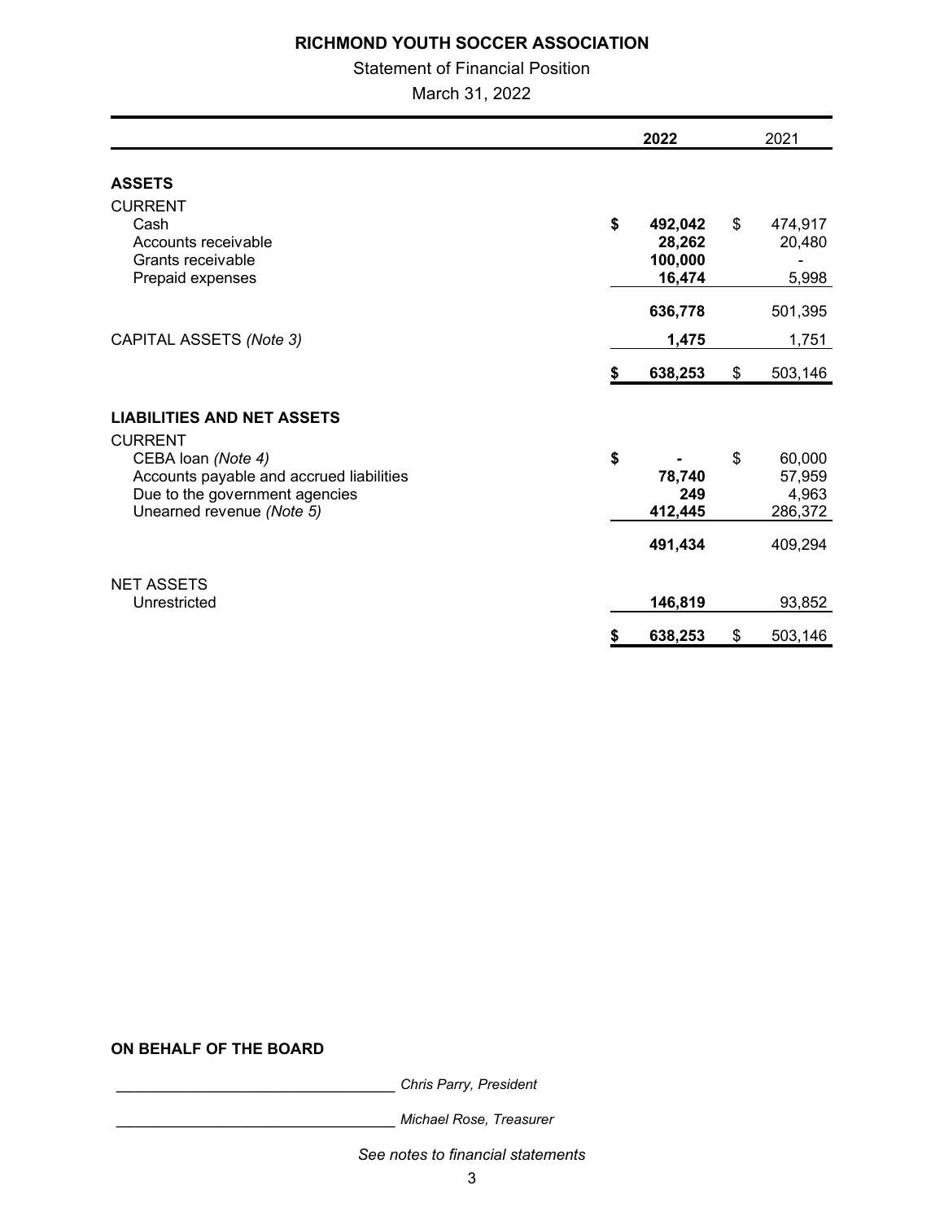# RICHMOND YOUTH SOCCER ASSOCIATION

Statement of Financial Position

March 31, 2022

| | 2022 | 2021 |
|---|---|---|
| **ASSETS** | | |
| CURRENT | | |
| Cash | **$ 492,042** | $ 474,917 |
| Accounts receivable | **28,262** | 20,480 |
| Grants receivable | **100,000** | - |
| Prepaid expenses | **16,474** | 5,998 |
| | **636,778** | 501,395 |
| CAPITAL ASSETS *(Note 3)* | **1,475** | 1,751 |
| | **$ 638,253** | $ 503,146 |
| **LIABILITIES AND NET ASSETS** | | |
| CURRENT | | |
| CEBA loan *(Note 4)* | **$ -** | $ 60,000 |
| Accounts payable and accrued liabilities | **78,740** | 57,959 |
| Due to the government agencies | **249** | 4,963 |
| Unearned revenue *(Note 5)* | **412,445** | 286,372 |
| | **491,434** | 409,294 |
| NET ASSETS | | |
| Unrestricted | **146,819** | 93,852 |
| | **$ 638,253** | $ 503,146 |

**ON BEHALF OF THE BOARD**

_________________________________ *Chris Parry, President*

_________________________________ *Michael Rose, Treasurer*

*See notes to financial statements*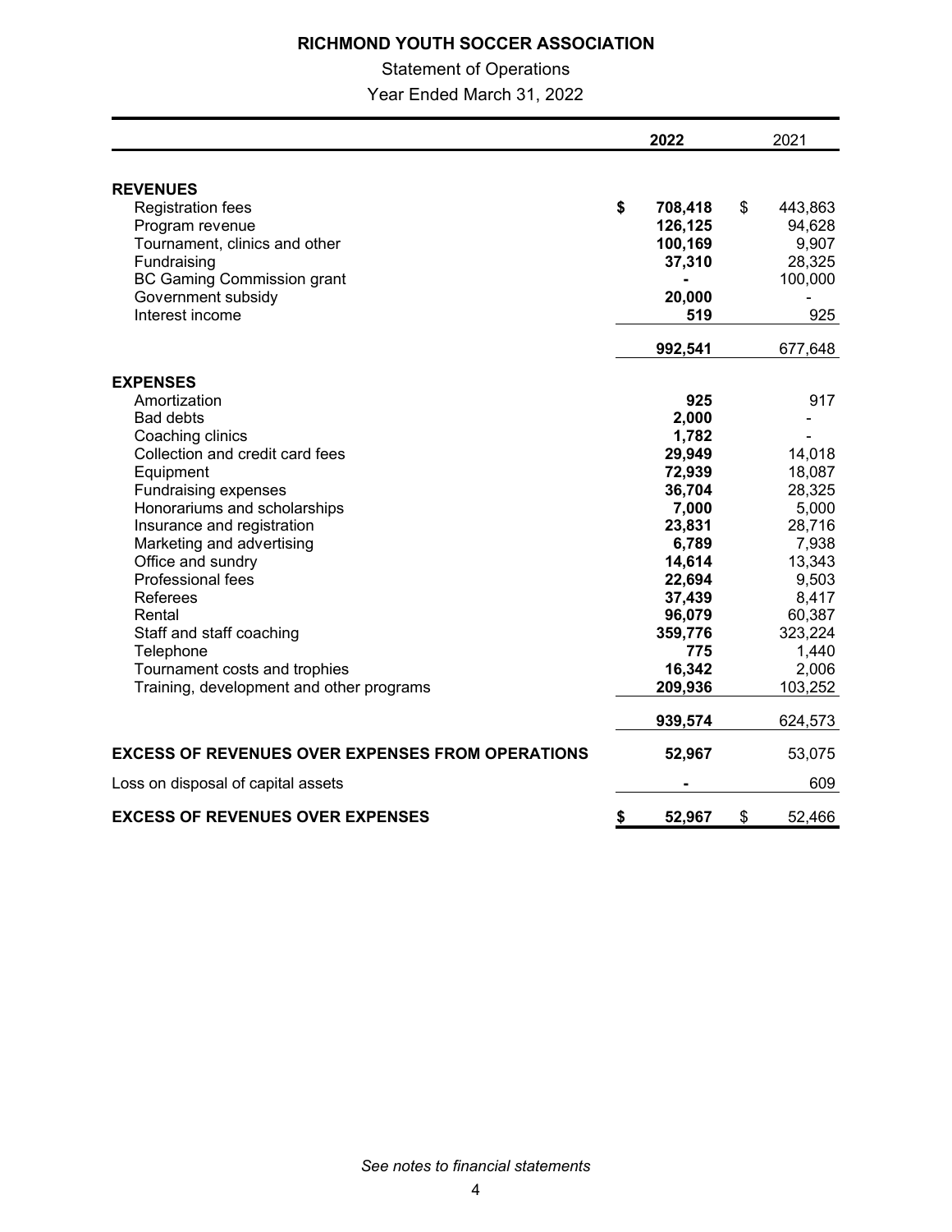# RICHMOND YOUTH SOCCER ASSOCIATION

Statement of Operations

Year Ended March 31, 2022

| | 2022 | 2021 |
|---|---|---|
| **REVENUES** | | |
| Registration fees | **$ 708,418** | $ 443,863 |
| Program revenue | **126,125** | 94,628 |
| Tournament, clinics and other | **100,169** | 9,907 |
| Fundraising | **37,310** | 28,325 |
| BC Gaming Commission grant | **-** | 100,000 |
| Government subsidy | **20,000** | - |
| Interest income | **519** | 925 |
| | **992,541** | 677,648 |
| **EXPENSES** | | |
| Amortization | **925** | 917 |
| Bad debts | **2,000** | - |
| Coaching clinics | **1,782** | - |
| Collection and credit card fees | **29,949** | 14,018 |
| Equipment | **72,939** | 18,087 |
| Fundraising expenses | **36,704** | 28,325 |
| Honorariums and scholarships | **7,000** | 5,000 |
| Insurance and registration | **23,831** | 28,716 |
| Marketing and advertising | **6,789** | 7,938 |
| Office and sundry | **14,614** | 13,343 |
| Professional fees | **22,694** | 9,503 |
| Referees | **37,439** | 8,417 |
| Rental | **96,079** | 60,387 |
| Staff and staff coaching | **359,776** | 323,224 |
| Telephone | **775** | 1,440 |
| Tournament costs and trophies | **16,342** | 2,006 |
| Training, development and other programs | **209,936** | 103,252 |
| | **939,574** | 624,573 |
| **EXCESS OF REVENUES OVER EXPENSES FROM OPERATIONS** | **52,967** | 53,075 |
| Loss on disposal of capital assets | **-** | 609 |
| **EXCESS OF REVENUES OVER EXPENSES** | **$ 52,967** | $ 52,466 |

*See notes to financial statements*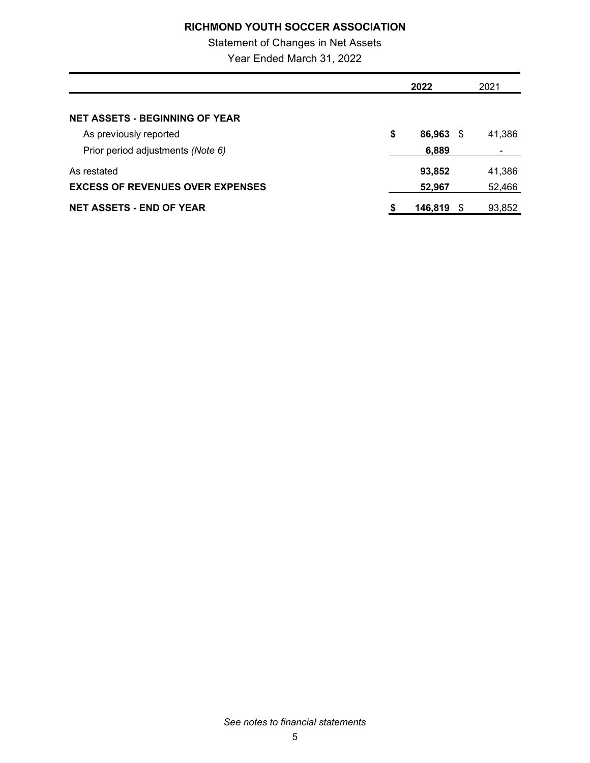# RICHMOND YOUTH SOCCER ASSOCIATION

Statement of Changes in Net Assets

Year Ended March 31, 2022

| | 2022 | 2021 |
|---|---|---|
| **NET ASSETS - BEGINNING OF YEAR** | | |
| As previously reported | **$ 86,963** | $ 41,386 |
| Prior period adjustments *(Note 6)* | **6,889** | - |
| As restated | **93,852** | 41,386 |
| **EXCESS OF REVENUES OVER EXPENSES** | **52,967** | 52,466 |
| **NET ASSETS - END OF YEAR** | **$ 146,819** | $ 93,852 |

*See notes to financial statements*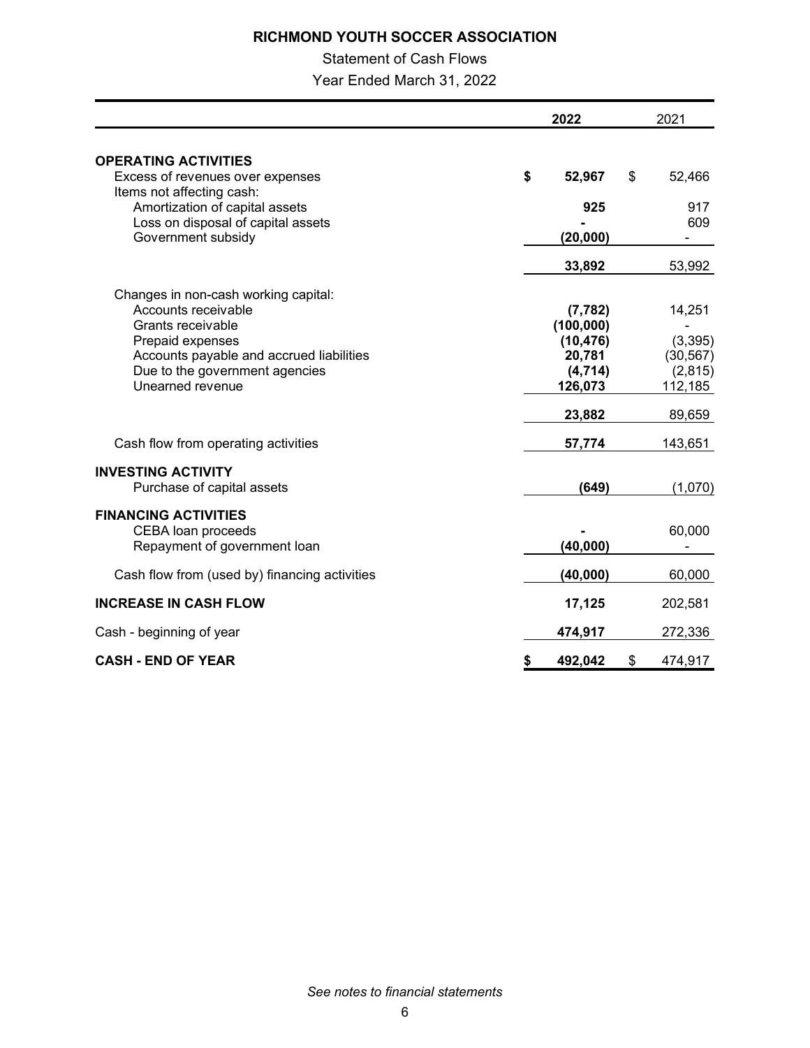# RICHMOND YOUTH SOCCER ASSOCIATION

Statement of Cash Flows

Year Ended March 31, 2022

| | 2022 | 2021 |
|---|---|---|
| **OPERATING ACTIVITIES** | | |
| Excess of revenues over expenses | **$ 52,967** | $ 52,466 |
| Items not affecting cash: | | |
| Amortization of capital assets | **925** | 917 |
| Loss on disposal of capital assets | **-** | 609 |
| Government subsidy | **(20,000)** | - |
| | **33,892** | 53,992 |
| Changes in non-cash working capital: | | |
| Accounts receivable | **(7,782)** | 14,251 |
| Grants receivable | **(100,000)** | - |
| Prepaid expenses | **(10,476)** | (3,395) |
| Accounts payable and accrued liabilities | **20,781** | (30,567) |
| Due to the government agencies | **(4,714)** | (2,815) |
| Unearned revenue | **126,073** | 112,185 |
| | **23,882** | 89,659 |
| Cash flow from operating activities | **57,774** | 143,651 |
| **INVESTING ACTIVITY** | | |
| Purchase of capital assets | **(649)** | (1,070) |
| **FINANCING ACTIVITIES** | | |
| CEBA loan proceeds | **-** | 60,000 |
| Repayment of government loan | **(40,000)** | - |
| Cash flow from (used by) financing activities | **(40,000)** | 60,000 |
| **INCREASE IN CASH FLOW** | **17,125** | 202,581 |
| Cash - beginning of year | **474,917** | 272,336 |
| **CASH - END OF YEAR** | **$ 492,042** | $ 474,917 |

*See notes to financial statements*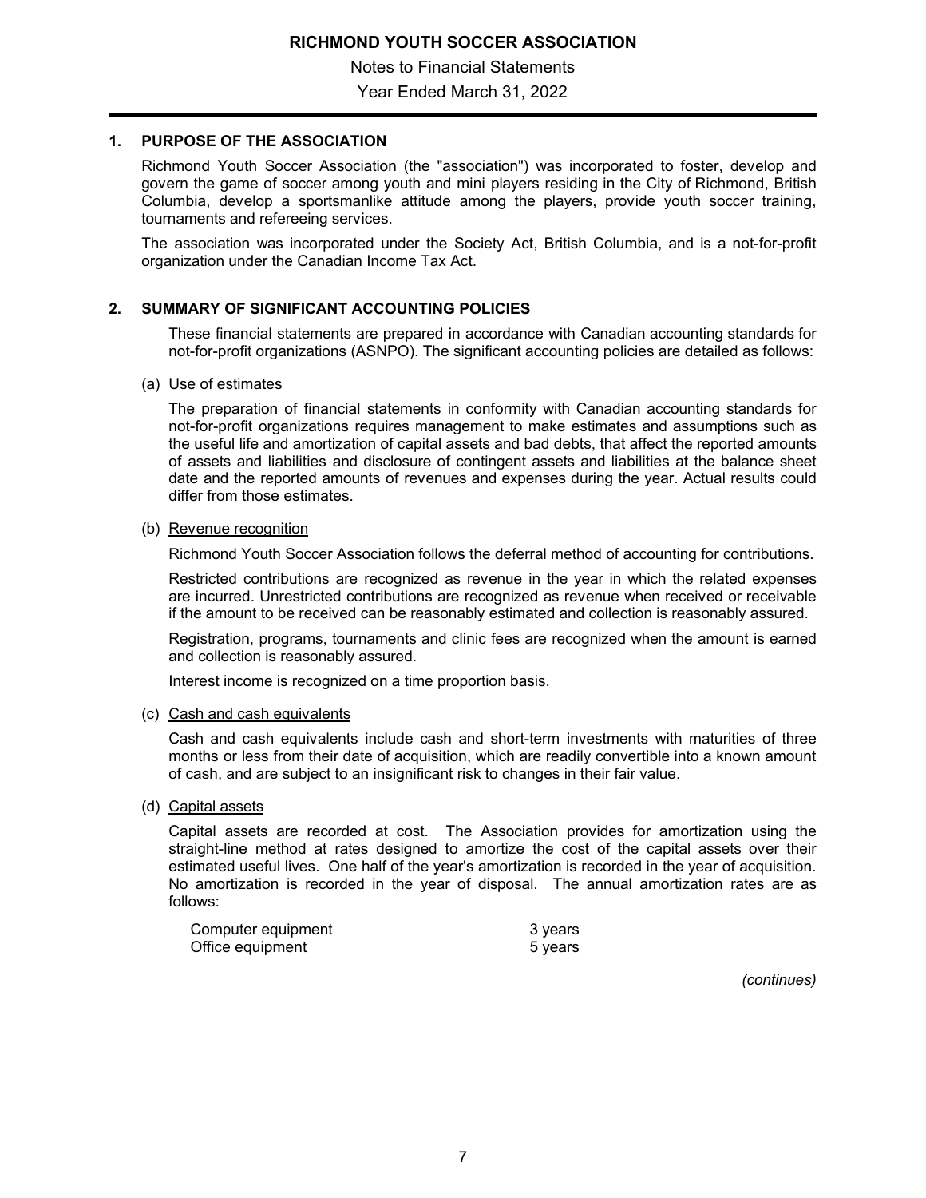# RICHMOND YOUTH SOCCER ASSOCIATION

Notes to Financial Statements

Year Ended March 31, 2022

## 1. PURPOSE OF THE ASSOCIATION

Richmond Youth Soccer Association (the "association") was incorporated to foster, develop and govern the game of soccer among youth and mini players residing in the City of Richmond, British Columbia, develop a sportsmanlike attitude among the players, provide youth soccer training, tournaments and refereeing services.

The association was incorporated under the Society Act, British Columbia, and is a not-for-profit organization under the Canadian Income Tax Act.

## 2. SUMMARY OF SIGNIFICANT ACCOUNTING POLICIES

These financial statements are prepared in accordance with Canadian accounting standards for not-for-profit organizations (ASNPO). The significant accounting policies are detailed as follows:

(a) Use of estimates

The preparation of financial statements in conformity with Canadian accounting standards for not-for-profit organizations requires management to make estimates and assumptions such as the useful life and amortization of capital assets and bad debts, that affect the reported amounts of assets and liabilities and disclosure of contingent assets and liabilities at the balance sheet date and the reported amounts of revenues and expenses during the year. Actual results could differ from those estimates.

(b) Revenue recognition

Richmond Youth Soccer Association follows the deferral method of accounting for contributions.

Restricted contributions are recognized as revenue in the year in which the related expenses are incurred. Unrestricted contributions are recognized as revenue when received or receivable if the amount to be received can be reasonably estimated and collection is reasonably assured.

Registration, programs, tournaments and clinic fees are recognized when the amount is earned and collection is reasonably assured.

Interest income is recognized on a time proportion basis.

(c) Cash and cash equivalents

Cash and cash equivalents include cash and short-term investments with maturities of three months or less from their date of acquisition, which are readily convertible into a known amount of cash, and are subject to an insignificant risk to changes in their fair value.

(d) Capital assets

Capital assets are recorded at cost. The Association provides for amortization using the straight-line method at rates designed to amortize the cost of the capital assets over their estimated useful lives. One half of the year's amortization is recorded in the year of acquisition. No amortization is recorded in the year of disposal. The annual amortization rates are as follows:

| | |
|---|---|
| Computer equipment | 3 years |
| Office equipment | 5 years |

*(continues)*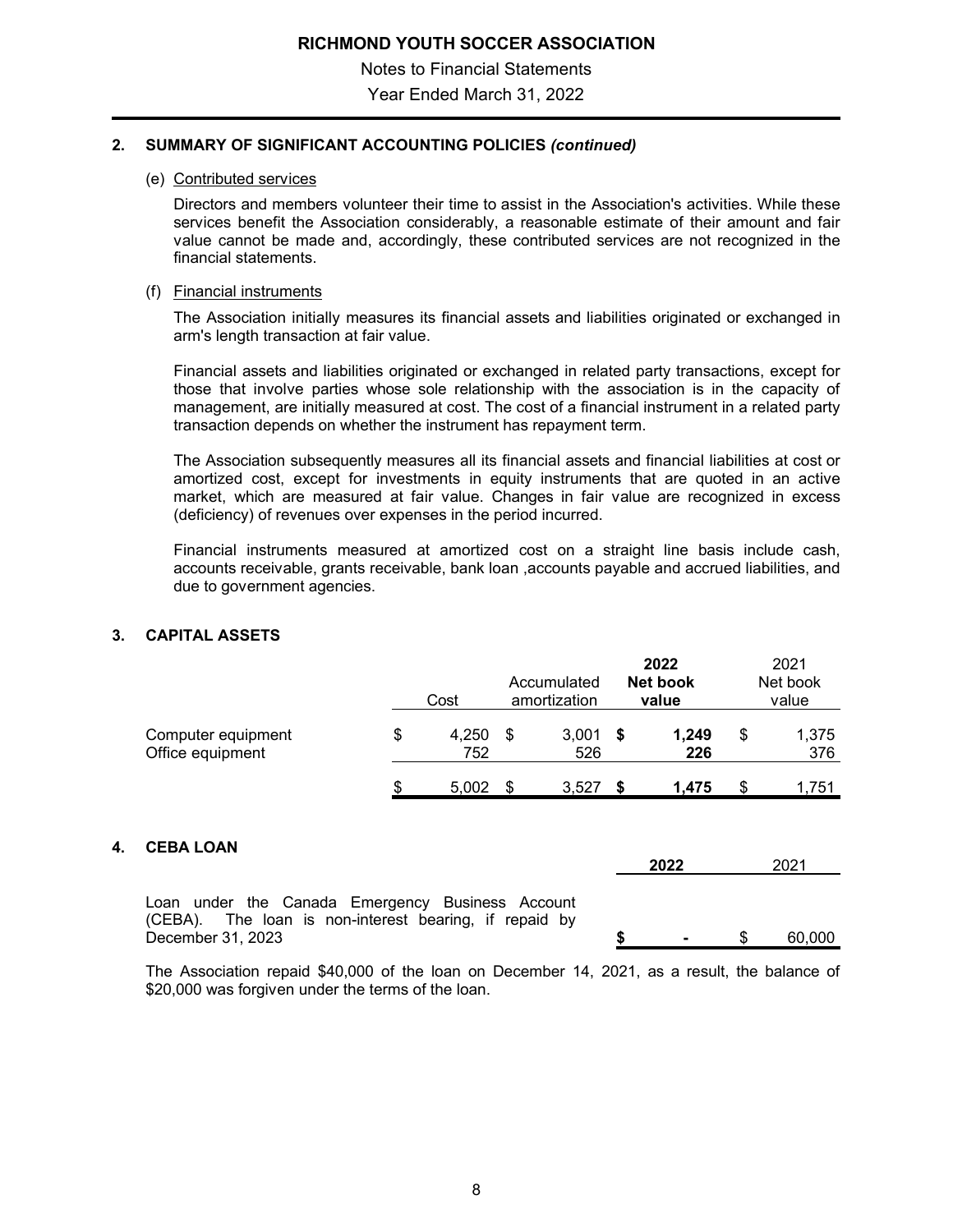# RICHMOND YOUTH SOCCER ASSOCIATION

Notes to Financial Statements

Year Ended March 31, 2022

## 2. SUMMARY OF SIGNIFICANT ACCOUNTING POLICIES *(continued)*

### (e) Contributed services

Directors and members volunteer their time to assist in the Association's activities. While these services benefit the Association considerably, a reasonable estimate of their amount and fair value cannot be made and, accordingly, these contributed services are not recognized in the financial statements.

### (f) Financial instruments

The Association initially measures its financial assets and liabilities originated or exchanged in arm's length transaction at fair value.

Financial assets and liabilities originated or exchanged in related party transactions, except for those that involve parties whose sole relationship with the association is in the capacity of management, are initially measured at cost. The cost of a financial instrument in a related party transaction depends on whether the instrument has repayment term.

The Association subsequently measures all its financial assets and financial liabilities at cost or amortized cost, except for investments in equity instruments that are quoted in an active market, which are measured at fair value. Changes in fair value are recognized in excess (deficiency) of revenues over expenses in the period incurred.

Financial instruments measured at amortized cost on a straight line basis include cash, accounts receivable, grants receivable, bank loan ,accounts payable and accrued liabilities, and due to government agencies.

## 3. CAPITAL ASSETS

| | Cost | Accumulated amortization | **2022 Net book value** | 2021 Net book value |
|---|---|---|---|---|
| Computer equipment | $ 4,250 | $ 3,001 | **$ 1,249** | $ 1,375 |
| Office equipment | 752 | 526 | **226** | 376 |
| | $ 5,002 | $ 3,527 | **$ 1,475** | $ 1,751 |

## 4. CEBA LOAN

| | **2022** | 2021 |
|---|---|---|
| Loan under the Canada Emergency Business Account (CEBA). The loan is non-interest bearing, if repaid by December 31, 2023 | **$ -** | $ 60,000 |

The Association repaid $40,000 of the loan on December 14, 2021, as a result, the balance of $20,000 was forgiven under the terms of the loan.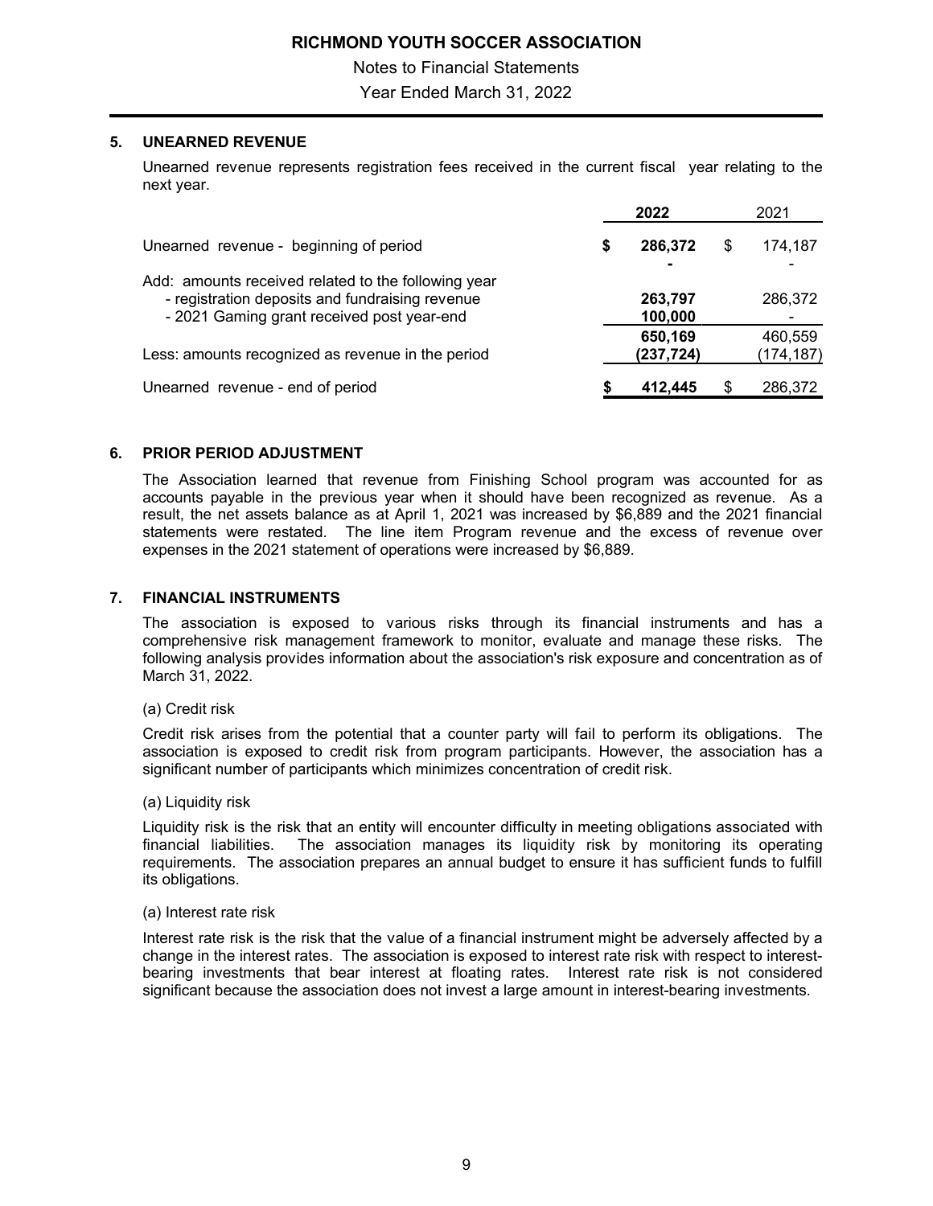RICHMOND YOUTH SOCCER ASSOCIATION

Notes to Financial Statements

Year Ended March 31, 2022

## 5. UNEARNED REVENUE

Unearned revenue represents registration fees received in the current fiscal year relating to the next year.

| | 2022 | 2021 |
|---|---|---|
| Unearned revenue - beginning of period | $ 286,372 | $ 174,187 |
| Add: amounts received related to the following year | | |
| - registration deposits and fundraising revenue | 263,797 | 286,372 |
| - 2021 Gaming grant received post year-end | 100,000 | - |
| | 650,169 | 460,559 |
| Less: amounts recognized as revenue in the period | (237,724) | (174,187) |
| Unearned revenue - end of period | $ 412,445 | $ 286,372 |

## 6. PRIOR PERIOD ADJUSTMENT

The Association learned that revenue from Finishing School program was accounted for as accounts payable in the previous year when it should have been recognized as revenue. As a result, the net assets balance as at April 1, 2021 was increased by $6,889 and the 2021 financial statements were restated. The line item Program revenue and the excess of revenue over expenses in the 2021 statement of operations were increased by $6,889.

## 7. FINANCIAL INSTRUMENTS

The association is exposed to various risks through its financial instruments and has a comprehensive risk management framework to monitor, evaluate and manage these risks. The following analysis provides information about the association's risk exposure and concentration as of March 31, 2022.

(a) Credit risk

Credit risk arises from the potential that a counter party will fail to perform its obligations. The association is exposed to credit risk from program participants. However, the association has a significant number of participants which minimizes concentration of credit risk.

(a) Liquidity risk

Liquidity risk is the risk that an entity will encounter difficulty in meeting obligations associated with financial liabilities. The association manages its liquidity risk by monitoring its operating requirements. The association prepares an annual budget to ensure it has sufficient funds to fulfill its obligations.

(a) Interest rate risk

Interest rate risk is the risk that the value of a financial instrument might be adversely affected by a change in the interest rates. The association is exposed to interest rate risk with respect to interest-bearing investments that bear interest at floating rates. Interest rate risk is not considered significant because the association does not invest a large amount in interest-bearing investments.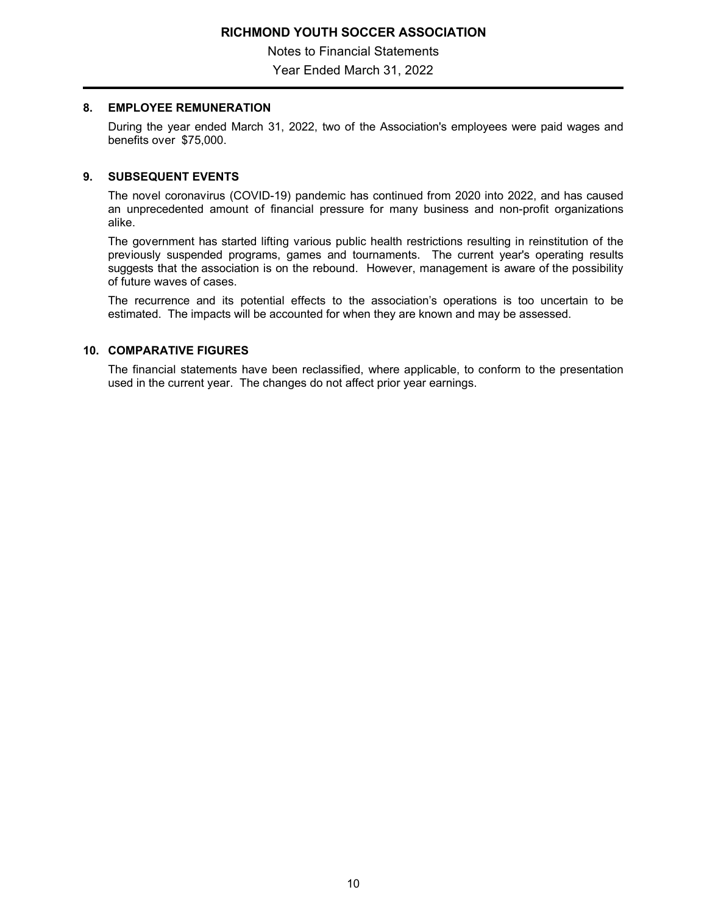## 8. EMPLOYEE REMUNERATION

During the year ended March 31, 2022, two of the Association's employees were paid wages and benefits over $75,000.

## 9. SUBSEQUENT EVENTS

The novel coronavirus (COVID-19) pandemic has continued from 2020 into 2022, and has caused an unprecedented amount of financial pressure for many business and non-profit organizations alike.

The government has started lifting various public health restrictions resulting in reinstitution of the previously suspended programs, games and tournaments. The current year's operating results suggests that the association is on the rebound. However, management is aware of the possibility of future waves of cases.

The recurrence and its potential effects to the association's operations is too uncertain to be estimated. The impacts will be accounted for when they are known and may be assessed.

## 10. COMPARATIVE FIGURES

The financial statements have been reclassified, where applicable, to conform to the presentation used in the current year. The changes do not affect prior year earnings.